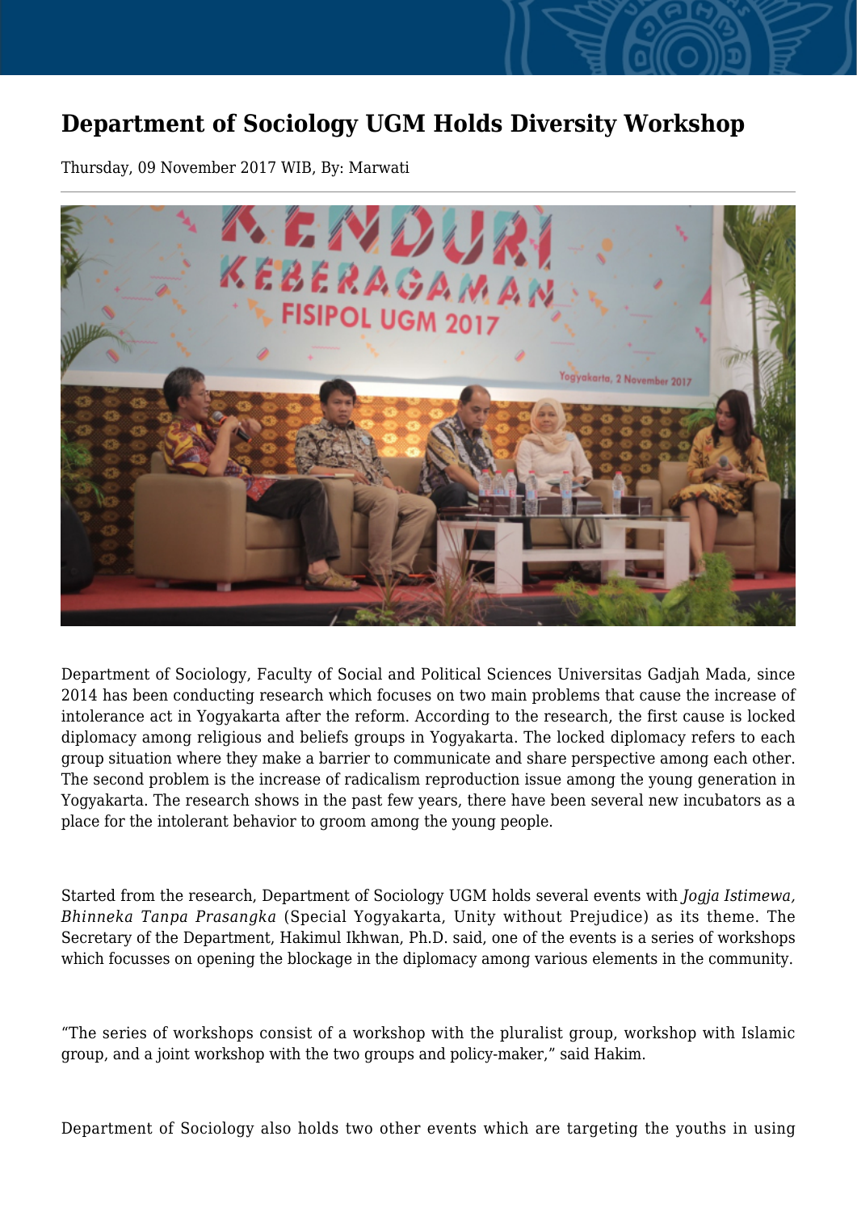# Department of Sociology UGM Holds Diversity Workshop

Thursday, 09 November 2017 WIB, By: Marwati

Department of Sociology, Faculty of Social and Political Sciences Universitas Gadjah Mada, since 2014 has been conducting research which focuses on two main problems that cause the increase of intolerance act in Yogyakarta after the reform. According to the research, the first cause is locked diplomacy among religious and beliefs groups in Yogyakarta. The locked diplomacy refers to each group situation where they make a barrier to communicate and share perspective among each other. The second problem is the increase of radicalism reproduction issue among the young generation in Yogyakarta. The research shows in the past few years, there have been several new incubators as a place for the intolerant behavior to groom among the young people.

Started from the research, Department of Sociology UGM holds several events with *Jogja Istimewa, Bhinneka Tanpa Prasangka* (Special Yogyakarta, Unity without Prejudice) as its theme. The Secretary of the Department, Hakimul Ikhwan, Ph.D. said, one of the events is a series of workshops which focusses on opening the blockage in the diplomacy among various elements in the community.

"The series of workshops consist of a workshop with the pluralist group, workshop with Islamic group, and a joint workshop with the two groups and policy-maker," said Hakim.

Department of Sociology also holds two other events which are targeting the youths in using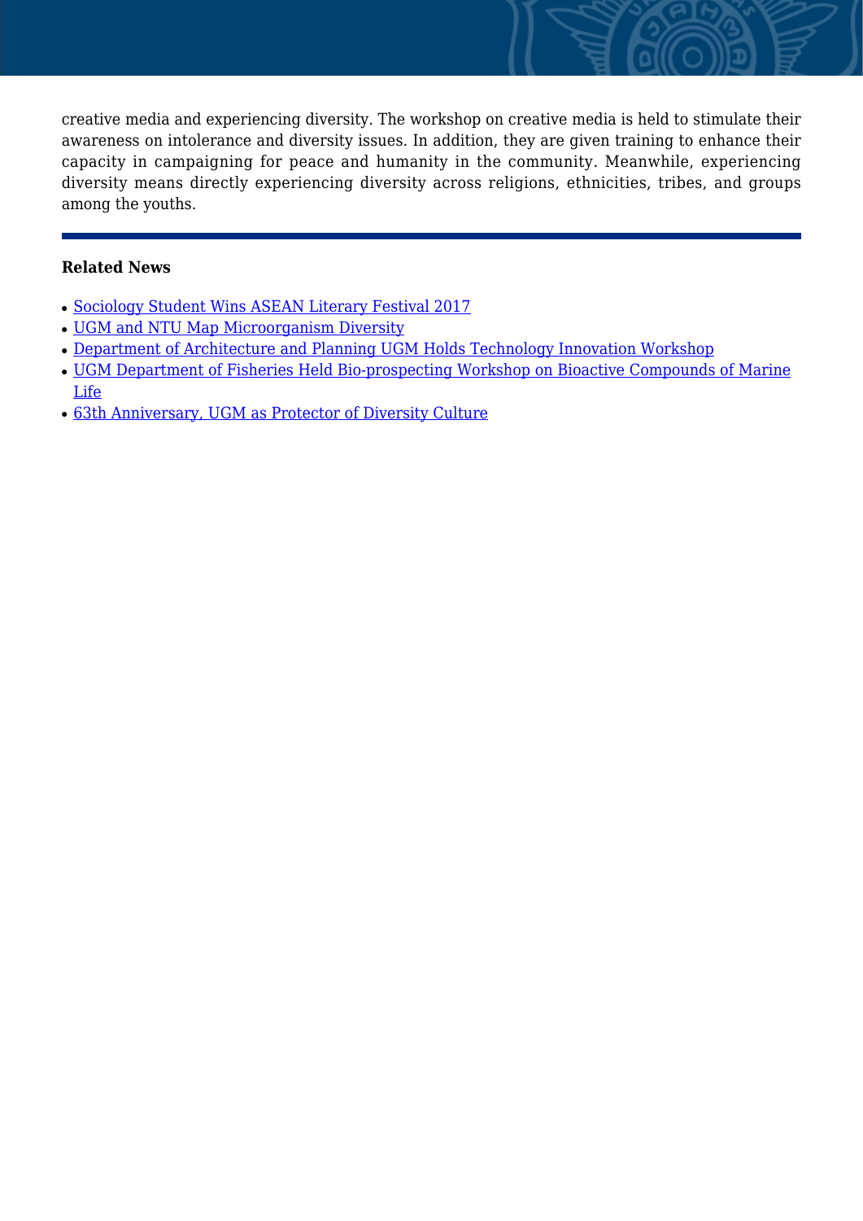creative media and experiencing diversity. The workshop on creative media is held to stimulate their awareness on intolerance and diversity issues. In addition, they are given training to enhance their capacity in campaigning for peace and humanity in the community. Meanwhile, experiencing diversity means directly experiencing diversity across religions, ethnicities, tribes, and groups among the youths.

---

**Related News**

- Sociology Student Wins ASEAN Literary Festival 2017
- UGM and NTU Map Microorganism Diversity
- Department of Architecture and Planning UGM Holds Technology Innovation Workshop
- UGM Department of Fisheries Held Bio-prospecting Workshop on Bioactive Compounds of Marine Life
- 63th Anniversary, UGM as Protector of Diversity Culture